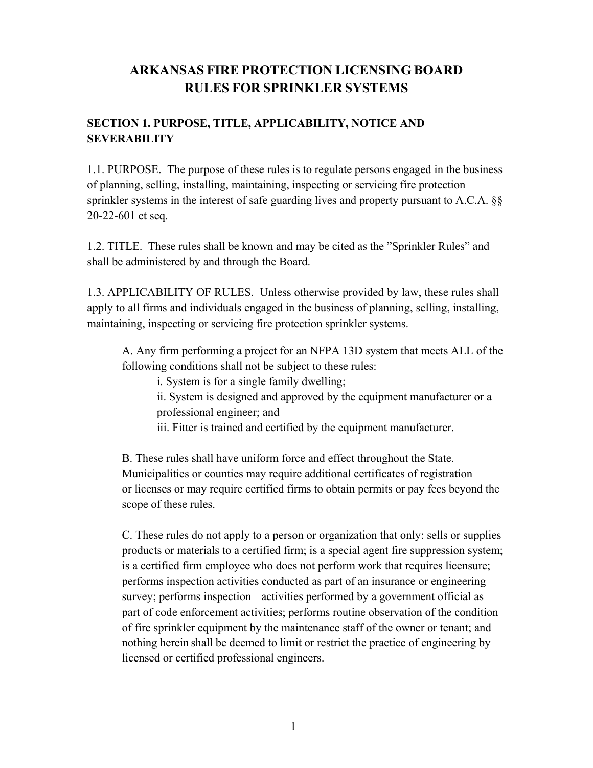# ARKANSAS FIRE PROTECTION LICENSING BOARD RULES FOR SPRINKLER SYSTEMS

## SECTION 1. PURPOSE, TITLE, APPLICABILITY, NOTICE AND SEVERABILITY

1.1. PURPOSE. The purpose of these rules is to regulate persons engaged in the business of planning, selling, installing, maintaining, inspecting or servicing fire protection sprinkler systems in the interest of safe guarding lives and property pursuant to A.C.A. §§ 20-22-601 et seq.

1.2. TITLE. These rules shall be known and may be cited as the "Sprinkler Rules" and shall be administered by and through the Board.

1.3. APPLICABILITY OF RULES. Unless otherwise provided by law, these rules shall apply to all firms and individuals engaged in the business of planning, selling, installing, maintaining, inspecting or servicing fire protection sprinkler systems.

A. Any firm performing a project for an NFPA 13D system that meets ALL of the following conditions shall not be subject to these rules:

- i. System is for a single family dwelling;
- ii. System is designed and approved by the equipment manufacturer or a professional engineer; and
- iii. Fitter is trained and certified by the equipment manufacturer.

B. These rules shall have uniform force and effect throughout the State. Municipalities or counties may require additional certificates of registration or licenses or may require certified firms to obtain permits or pay fees beyond the scope of these rules.

C. These rules do not apply to a person or organization that only: sells or supplies products or materials to a certified firm; is a special agent fire suppression system; is a certified firm employee who does not perform work that requires licensure; performs inspection activities conducted as part of an insurance or engineering survey; performs inspection activities performed by a government official as part of code enforcement activities; performs routine observation of the condition of fire sprinkler equipment by the maintenance staff of the owner or tenant; and nothing herein shall be deemed to limit or restrict the practice of engineering by licensed or certified professional engineers.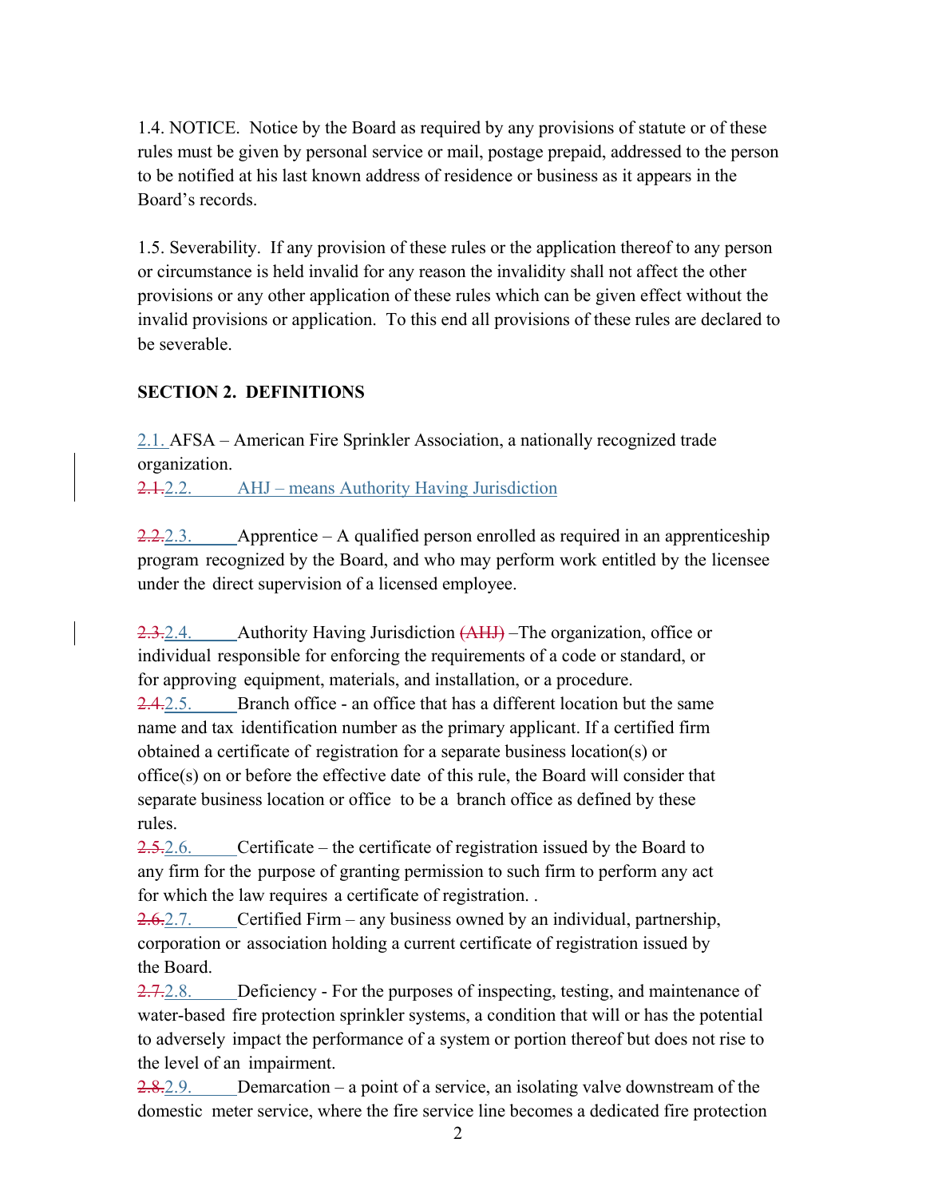1.4. NOTICE. Notice by the Board as required by any provisions of statute or of these rules must be given by personal service or mail, postage prepaid, addressed to the person to be notified at his last known address of residence or business as it appears in the Board's records.

1.5. Severability. If any provision of these rules or the application thereof to any person or circumstance is held invalid for any reason the invalidity shall not affect the other provisions or any other application of these rules which can be given effect without the invalid provisions or application. To this end all provisions of these rules are declared to be severable.

**SECTION 2. DEFINITIONS**

2.1. AFSA – American Fire Sprinkler Association, a nationally recognized trade organization.

~~2.1.~~2.2. AHJ – means Authority Having Jurisdiction

~~2.2.~~2.3. Apprentice – A qualified person enrolled as required in an apprenticeship program recognized by the Board, and who may perform work entitled by the licensee under the direct supervision of a licensed employee.

~~2.3.~~2.4. Authority Having Jurisdiction ~~(AHJ)~~ –The organization, office or individual responsible for enforcing the requirements of a code or standard, or for approving equipment, materials, and installation, or a procedure.

~~2.4.~~2.5. Branch office - an office that has a different location but the same name and tax identification number as the primary applicant. If a certified firm obtained a certificate of registration for a separate business location(s) or office(s) on or before the effective date of this rule, the Board will consider that separate business location or office to be a branch office as defined by these rules.

~~2.5.~~2.6. Certificate – the certificate of registration issued by the Board to any firm for the purpose of granting permission to such firm to perform any act for which the law requires a certificate of registration. .

~~2.6.~~2.7. Certified Firm – any business owned by an individual, partnership, corporation or association holding a current certificate of registration issued by the Board.

~~2.7.~~2.8. Deficiency - For the purposes of inspecting, testing, and maintenance of water-based fire protection sprinkler systems, a condition that will or has the potential to adversely impact the performance of a system or portion thereof but does not rise to the level of an impairment.

~~2.8.~~2.9. Demarcation – a point of a service, an isolating valve downstream of the domestic meter service, where the fire service line becomes a dedicated fire protection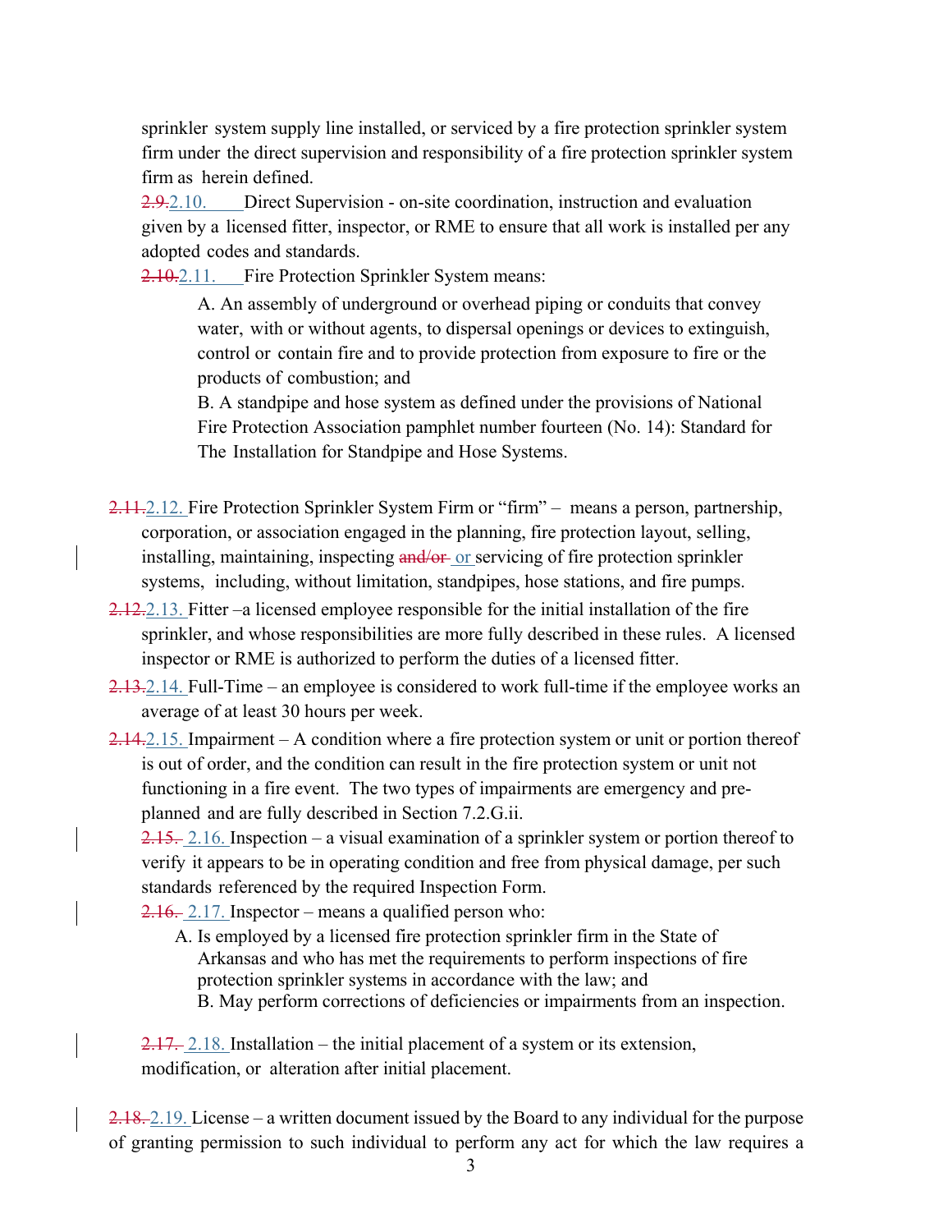sprinkler system supply line installed, or serviced by a fire protection sprinkler system firm under the direct supervision and responsibility of a fire protection sprinkler system firm as herein defined.

~~2.9.~~2.10. Direct Supervision - on-site coordination, instruction and evaluation given by a licensed fitter, inspector, or RME to ensure that all work is installed per any adopted codes and standards.

~~2.10.~~2.11. Fire Protection Sprinkler System means:

A. An assembly of underground or overhead piping or conduits that convey water, with or without agents, to dispersal openings or devices to extinguish, control or contain fire and to provide protection from exposure to fire or the products of combustion; and

B. A standpipe and hose system as defined under the provisions of National Fire Protection Association pamphlet number fourteen (No. 14): Standard for The Installation for Standpipe and Hose Systems.

~~2.11.~~2.12. Fire Protection Sprinkler System Firm or "firm" – means a person, partnership, corporation, or association engaged in the planning, fire protection layout, selling, installing, maintaining, inspecting ~~and/or~~ or servicing of fire protection sprinkler systems, including, without limitation, standpipes, hose stations, and fire pumps.

~~2.12.~~2.13. Fitter –a licensed employee responsible for the initial installation of the fire sprinkler, and whose responsibilities are more fully described in these rules. A licensed inspector or RME is authorized to perform the duties of a licensed fitter.

~~2.13.~~2.14. Full-Time – an employee is considered to work full-time if the employee works an average of at least 30 hours per week.

~~2.14.~~2.15. Impairment – A condition where a fire protection system or unit or portion thereof is out of order, and the condition can result in the fire protection system or unit not functioning in a fire event. The two types of impairments are emergency and pre-planned and are fully described in Section 7.2.G.ii.

~~2.15.~~ 2.16. Inspection – a visual examination of a sprinkler system or portion thereof to verify it appears to be in operating condition and free from physical damage, per such standards referenced by the required Inspection Form.

~~2.16.~~ 2.17. Inspector – means a qualified person who:

A. Is employed by a licensed fire protection sprinkler firm in the State of Arkansas and who has met the requirements to perform inspections of fire protection sprinkler systems in accordance with the law; and

B. May perform corrections of deficiencies or impairments from an inspection.

~~2.17.~~ 2.18. Installation – the initial placement of a system or its extension, modification, or alteration after initial placement.

~~2.18.~~ 2.19. License – a written document issued by the Board to any individual for the purpose of granting permission to such individual to perform any act for which the law requires a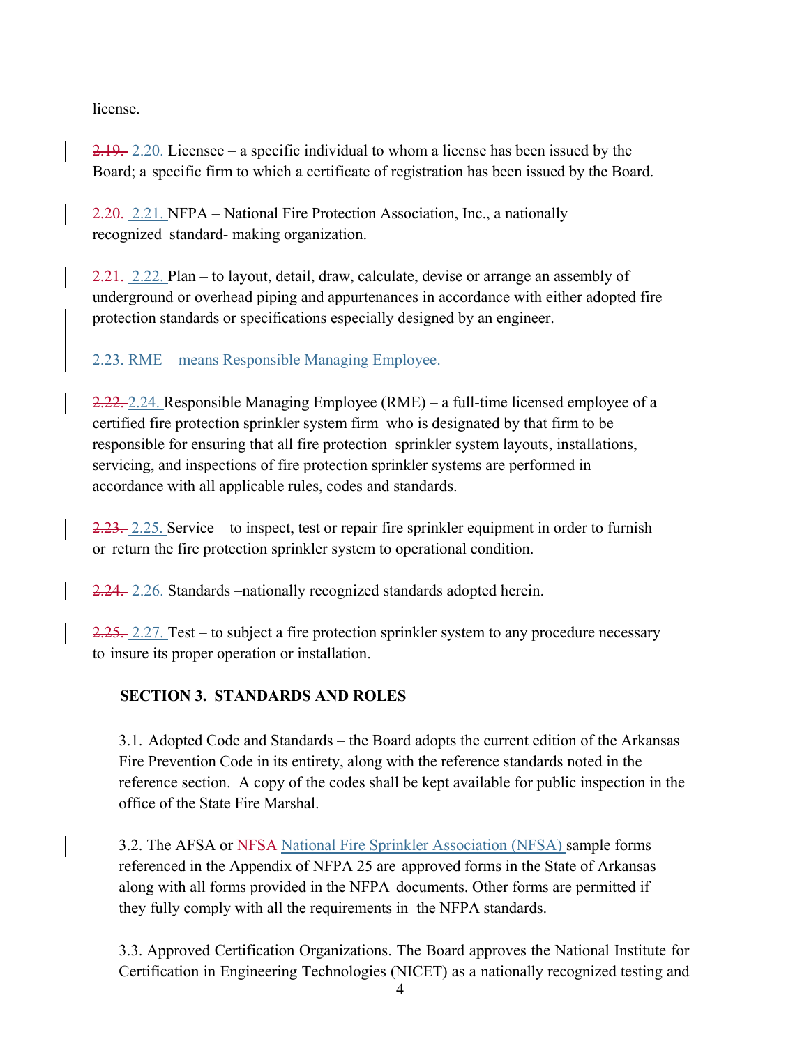license.

~~2.19.~~ 2.20. Licensee – a specific individual to whom a license has been issued by the Board; a specific firm to which a certificate of registration has been issued by the Board.

~~2.20.~~ 2.21. NFPA – National Fire Protection Association, Inc., a nationally recognized standard- making organization.

~~2.21.~~ 2.22. Plan – to layout, detail, draw, calculate, devise or arrange an assembly of underground or overhead piping and appurtenances in accordance with either adopted fire protection standards or specifications especially designed by an engineer.

2.23. RME – means Responsible Managing Employee.

~~2.22.~~ 2.24. Responsible Managing Employee (RME) – a full-time licensed employee of a certified fire protection sprinkler system firm who is designated by that firm to be responsible for ensuring that all fire protection sprinkler system layouts, installations, servicing, and inspections of fire protection sprinkler systems are performed in accordance with all applicable rules, codes and standards.

~~2.23.~~ 2.25. Service – to inspect, test or repair fire sprinkler equipment in order to furnish or return the fire protection sprinkler system to operational condition.

~~2.24.~~ 2.26. Standards –nationally recognized standards adopted herein.

~~2.25.~~ 2.27. Test – to subject a fire protection sprinkler system to any procedure necessary to insure its proper operation or installation.

## SECTION 3. STANDARDS AND ROLES

3.1. Adopted Code and Standards – the Board adopts the current edition of the Arkansas Fire Prevention Code in its entirety, along with the reference standards noted in the reference section. A copy of the codes shall be kept available for public inspection in the office of the State Fire Marshal.

3.2. The AFSA or ~~NFSA~~ National Fire Sprinkler Association (NFSA) sample forms referenced in the Appendix of NFPA 25 are approved forms in the State of Arkansas along with all forms provided in the NFPA documents. Other forms are permitted if they fully comply with all the requirements in the NFPA standards.

3.3. Approved Certification Organizations. The Board approves the National Institute for Certification in Engineering Technologies (NICET) as a nationally recognized testing and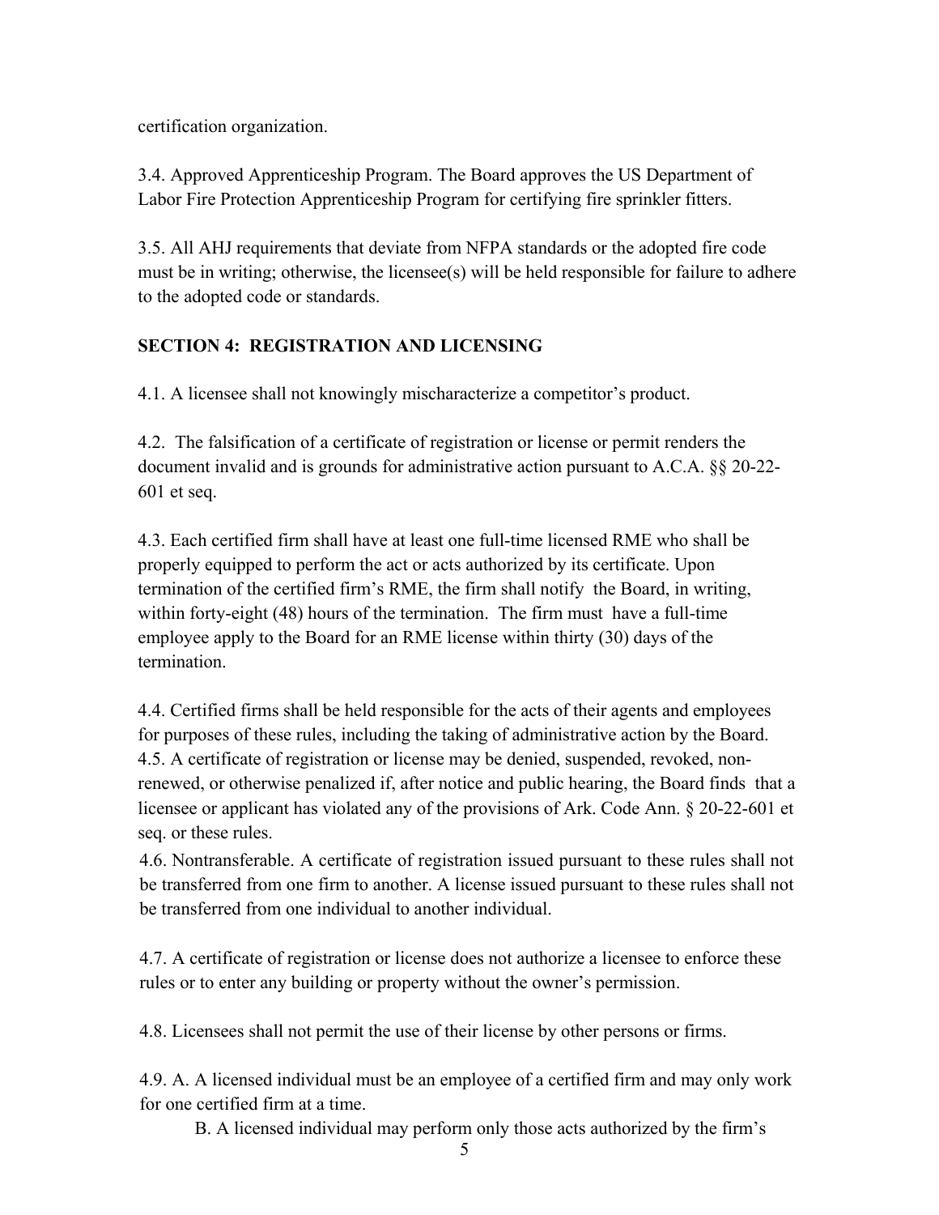certification organization.

3.4. Approved Apprenticeship Program. The Board approves the US Department of Labor Fire Protection Apprenticeship Program for certifying fire sprinkler fitters.

3.5. All AHJ requirements that deviate from NFPA standards or the adopted fire code must be in writing; otherwise, the licensee(s) will be held responsible for failure to adhere to the adopted code or standards.

## SECTION 4: REGISTRATION AND LICENSING

4.1. A licensee shall not knowingly mischaracterize a competitor's product.

4.2. The falsification of a certificate of registration or license or permit renders the document invalid and is grounds for administrative action pursuant to A.C.A. §§ 20-22-601 et seq.

4.3. Each certified firm shall have at least one full-time licensed RME who shall be properly equipped to perform the act or acts authorized by its certificate. Upon termination of the certified firm's RME, the firm shall notify the Board, in writing, within forty-eight (48) hours of the termination. The firm must have a full-time employee apply to the Board for an RME license within thirty (30) days of the termination.

4.4. Certified firms shall be held responsible for the acts of their agents and employees for purposes of these rules, including the taking of administrative action by the Board.

4.5. A certificate of registration or license may be denied, suspended, revoked, non-renewed, or otherwise penalized if, after notice and public hearing, the Board finds that a licensee or applicant has violated any of the provisions of Ark. Code Ann. § 20-22-601 et seq. or these rules.

4.6. Nontransferable. A certificate of registration issued pursuant to these rules shall not be transferred from one firm to another. A license issued pursuant to these rules shall not be transferred from one individual to another individual.

4.7. A certificate of registration or license does not authorize a licensee to enforce these rules or to enter any building or property without the owner's permission.

4.8. Licensees shall not permit the use of their license by other persons or firms.

4.9. A. A licensed individual must be an employee of a certified firm and may only work for one certified firm at a time.

B. A licensed individual may perform only those acts authorized by the firm's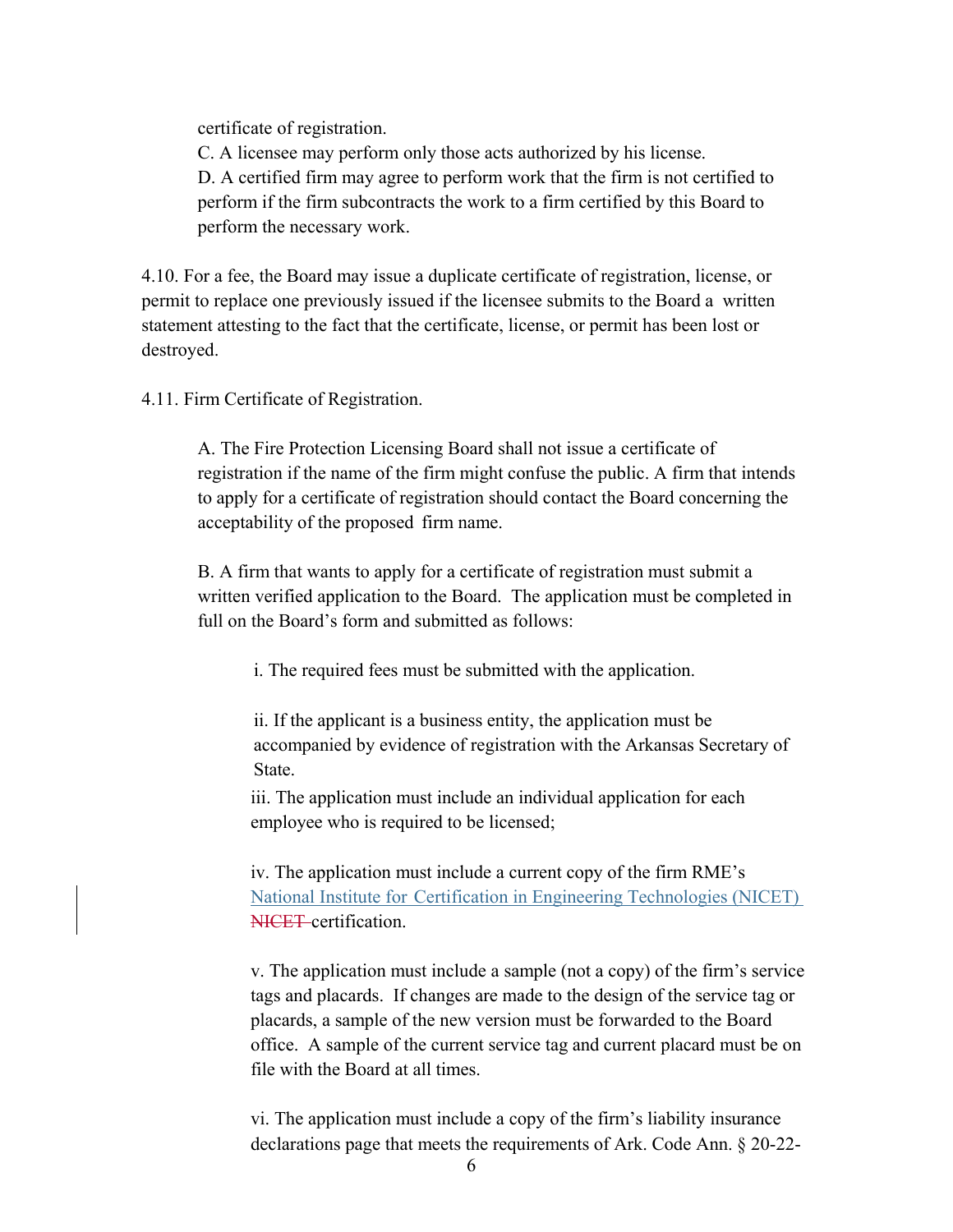certificate of registration.

C. A licensee may perform only those acts authorized by his license.

D. A certified firm may agree to perform work that the firm is not certified to perform if the firm subcontracts the work to a firm certified by this Board to perform the necessary work.

4.10. For a fee, the Board may issue a duplicate certificate of registration, license, or permit to replace one previously issued if the licensee submits to the Board a written statement attesting to the fact that the certificate, license, or permit has been lost or destroyed.

4.11. Firm Certificate of Registration.

A. The Fire Protection Licensing Board shall not issue a certificate of registration if the name of the firm might confuse the public. A firm that intends to apply for a certificate of registration should contact the Board concerning the acceptability of the proposed firm name.

B. A firm that wants to apply for a certificate of registration must submit a written verified application to the Board. The application must be completed in full on the Board's form and submitted as follows:

i. The required fees must be submitted with the application.

ii. If the applicant is a business entity, the application must be accompanied by evidence of registration with the Arkansas Secretary of State.

iii. The application must include an individual application for each employee who is required to be licensed;

iv. The application must include a current copy of the firm RME's National Institute for Certification in Engineering Technologies (NICET) ~~NICET~~ certification.

v. The application must include a sample (not a copy) of the firm's service tags and placards. If changes are made to the design of the service tag or placards, a sample of the new version must be forwarded to the Board office. A sample of the current service tag and current placard must be on file with the Board at all times.

vi. The application must include a copy of the firm's liability insurance declarations page that meets the requirements of Ark. Code Ann. § 20-22-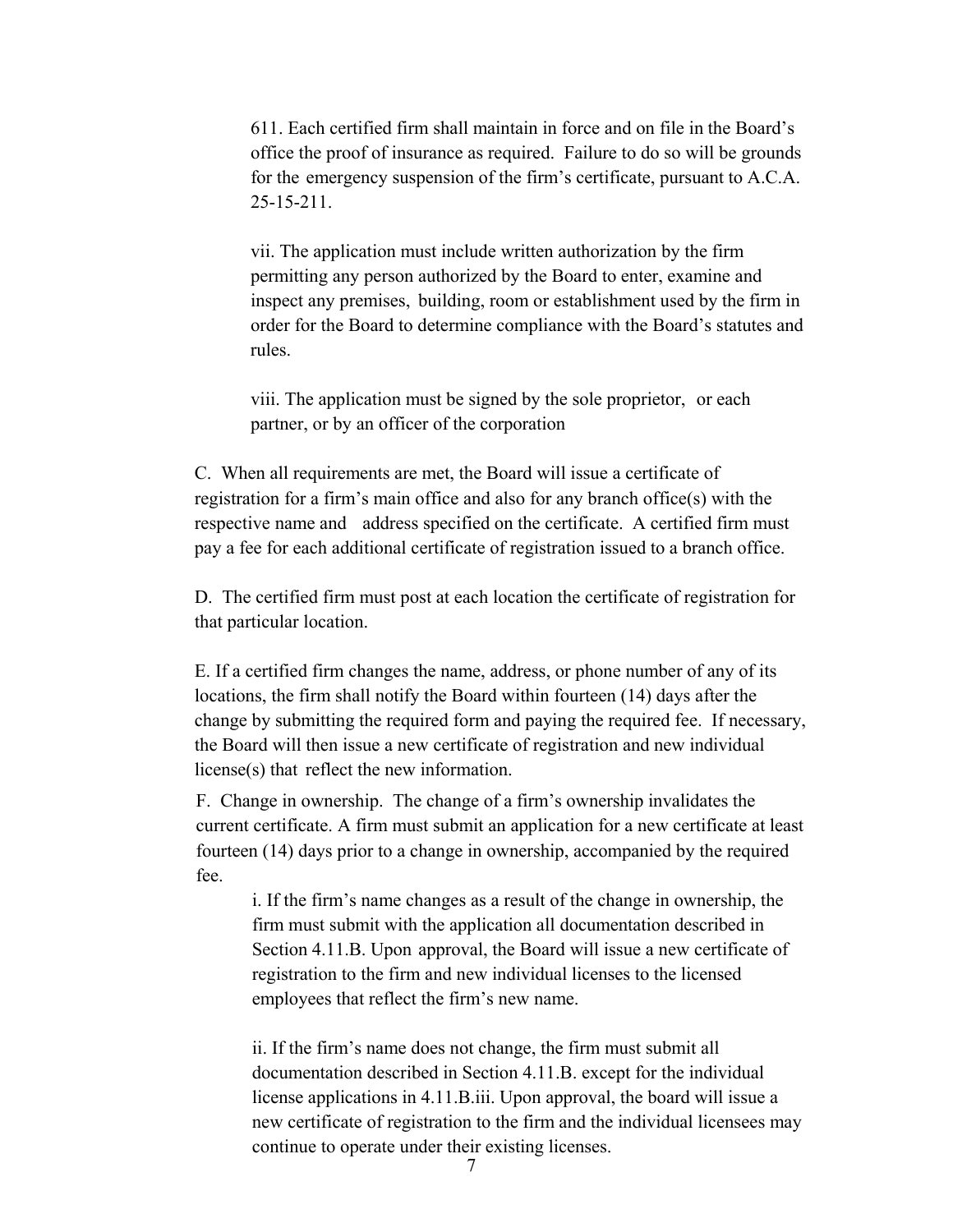611. Each certified firm shall maintain in force and on file in the Board's office the proof of insurance as required. Failure to do so will be grounds for the emergency suspension of the firm's certificate, pursuant to A.C.A. 25-15-211.

vii. The application must include written authorization by the firm permitting any person authorized by the Board to enter, examine and inspect any premises, building, room or establishment used by the firm in order for the Board to determine compliance with the Board's statutes and rules.

viii. The application must be signed by the sole proprietor, or each partner, or by an officer of the corporation

C. When all requirements are met, the Board will issue a certificate of registration for a firm's main office and also for any branch office(s) with the respective name and address specified on the certificate. A certified firm must pay a fee for each additional certificate of registration issued to a branch office.

D. The certified firm must post at each location the certificate of registration for that particular location.

E. If a certified firm changes the name, address, or phone number of any of its locations, the firm shall notify the Board within fourteen (14) days after the change by submitting the required form and paying the required fee. If necessary, the Board will then issue a new certificate of registration and new individual license(s) that reflect the new information.

F. Change in ownership. The change of a firm's ownership invalidates the current certificate. A firm must submit an application for a new certificate at least fourteen (14) days prior to a change in ownership, accompanied by the required fee.

i. If the firm's name changes as a result of the change in ownership, the firm must submit with the application all documentation described in Section 4.11.B. Upon approval, the Board will issue a new certificate of registration to the firm and new individual licenses to the licensed employees that reflect the firm's new name.

ii. If the firm's name does not change, the firm must submit all documentation described in Section 4.11.B. except for the individual license applications in 4.11.B.iii. Upon approval, the board will issue a new certificate of registration to the firm and the individual licensees may continue to operate under their existing licenses.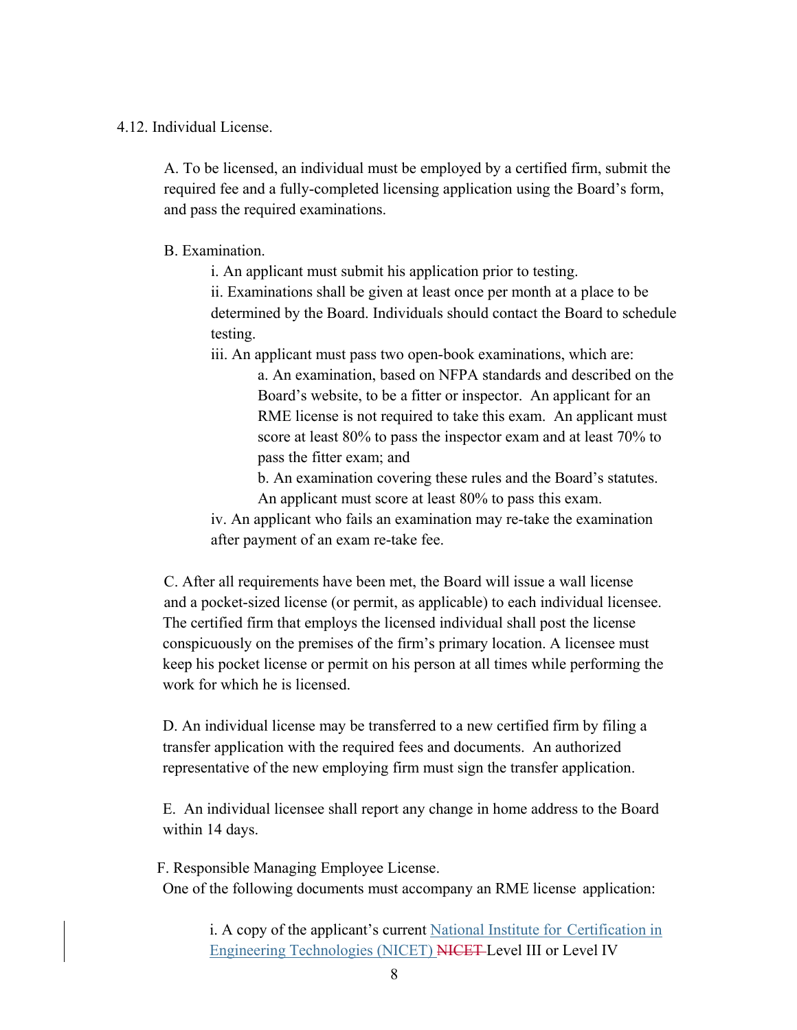4.12. Individual License.

A. To be licensed, an individual must be employed by a certified firm, submit the required fee and a fully-completed licensing application using the Board's form, and pass the required examinations.

B. Examination.

i. An applicant must submit his application prior to testing.

ii. Examinations shall be given at least once per month at a place to be determined by the Board. Individuals should contact the Board to schedule testing.

iii. An applicant must pass two open-book examinations, which are:

a. An examination, based on NFPA standards and described on the Board's website, to be a fitter or inspector. An applicant for an RME license is not required to take this exam. An applicant must score at least 80% to pass the inspector exam and at least 70% to pass the fitter exam; and

b. An examination covering these rules and the Board's statutes. An applicant must score at least 80% to pass this exam.

iv. An applicant who fails an examination may re-take the examination after payment of an exam re-take fee.

C. After all requirements have been met, the Board will issue a wall license and a pocket-sized license (or permit, as applicable) to each individual licensee. The certified firm that employs the licensed individual shall post the license conspicuously on the premises of the firm's primary location. A licensee must keep his pocket license or permit on his person at all times while performing the work for which he is licensed.

D. An individual license may be transferred to a new certified firm by filing a transfer application with the required fees and documents. An authorized representative of the new employing firm must sign the transfer application.

E. An individual licensee shall report any change in home address to the Board within 14 days.

F. Responsible Managing Employee License.

One of the following documents must accompany an RME license application:

i. A copy of the applicant's current National Institute for Certification in Engineering Technologies (NICET) ~~NICET~~ Level III or Level IV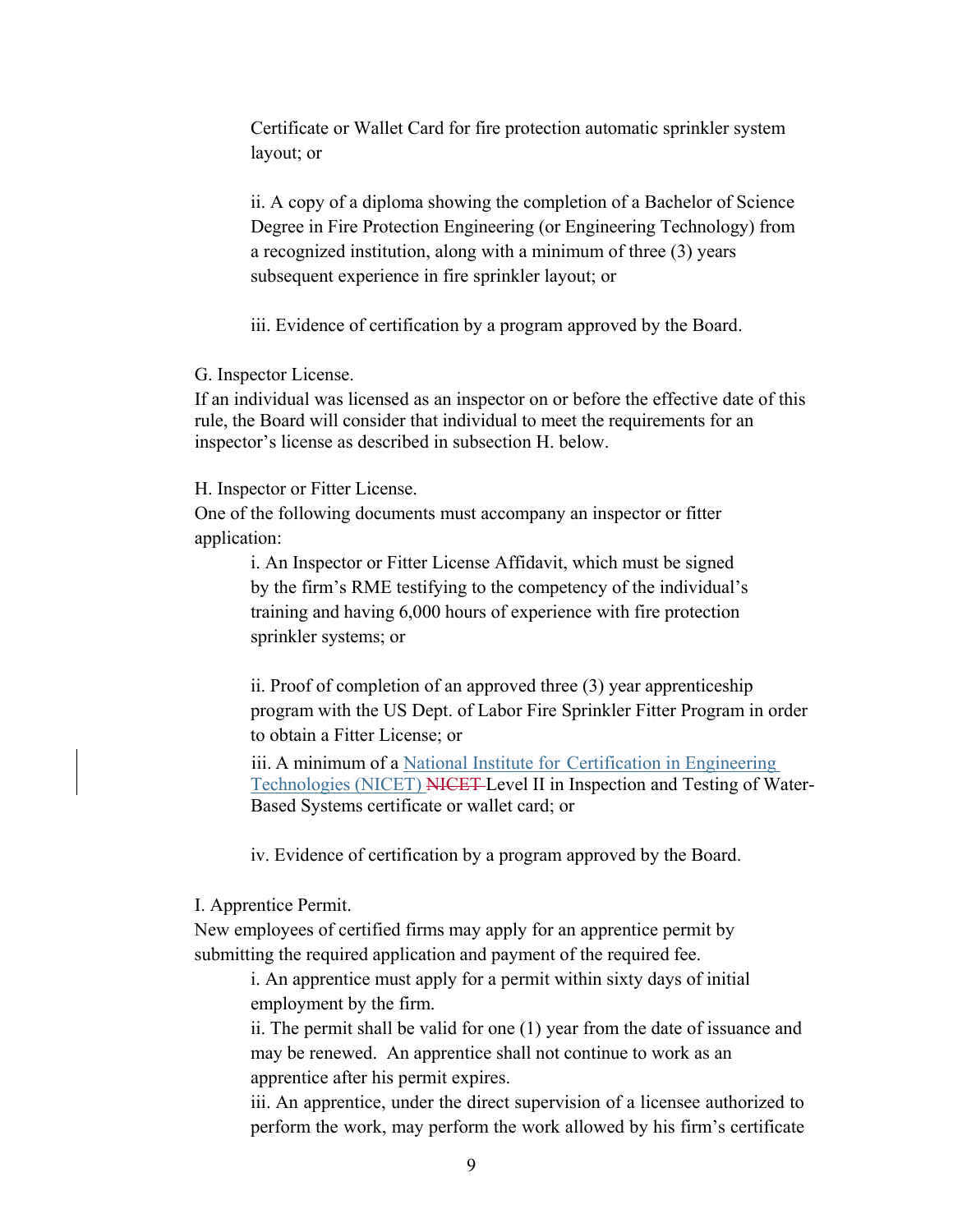Certificate or Wallet Card for fire protection automatic sprinkler system layout; or

ii. A copy of a diploma showing the completion of a Bachelor of Science Degree in Fire Protection Engineering (or Engineering Technology) from a recognized institution, along with a minimum of three (3) years subsequent experience in fire sprinkler layout; or

iii. Evidence of certification by a program approved by the Board.

G. Inspector License.

If an individual was licensed as an inspector on or before the effective date of this rule, the Board will consider that individual to meet the requirements for an inspector's license as described in subsection H. below.

H. Inspector or Fitter License.

One of the following documents must accompany an inspector or fitter application:

i. An Inspector or Fitter License Affidavit, which must be signed by the firm's RME testifying to the competency of the individual's training and having 6,000 hours of experience with fire protection sprinkler systems; or

ii. Proof of completion of an approved three (3) year apprenticeship program with the US Dept. of Labor Fire Sprinkler Fitter Program in order to obtain a Fitter License; or

iii. A minimum of a National Institute for Certification in Engineering Technologies (NICET) ~~NICET~~ Level II in Inspection and Testing of Water-Based Systems certificate or wallet card; or

iv. Evidence of certification by a program approved by the Board.

I. Apprentice Permit.

New employees of certified firms may apply for an apprentice permit by submitting the required application and payment of the required fee.

i. An apprentice must apply for a permit within sixty days of initial employment by the firm.

ii. The permit shall be valid for one (1) year from the date of issuance and may be renewed. An apprentice shall not continue to work as an apprentice after his permit expires.

iii. An apprentice, under the direct supervision of a licensee authorized to perform the work, may perform the work allowed by his firm's certificate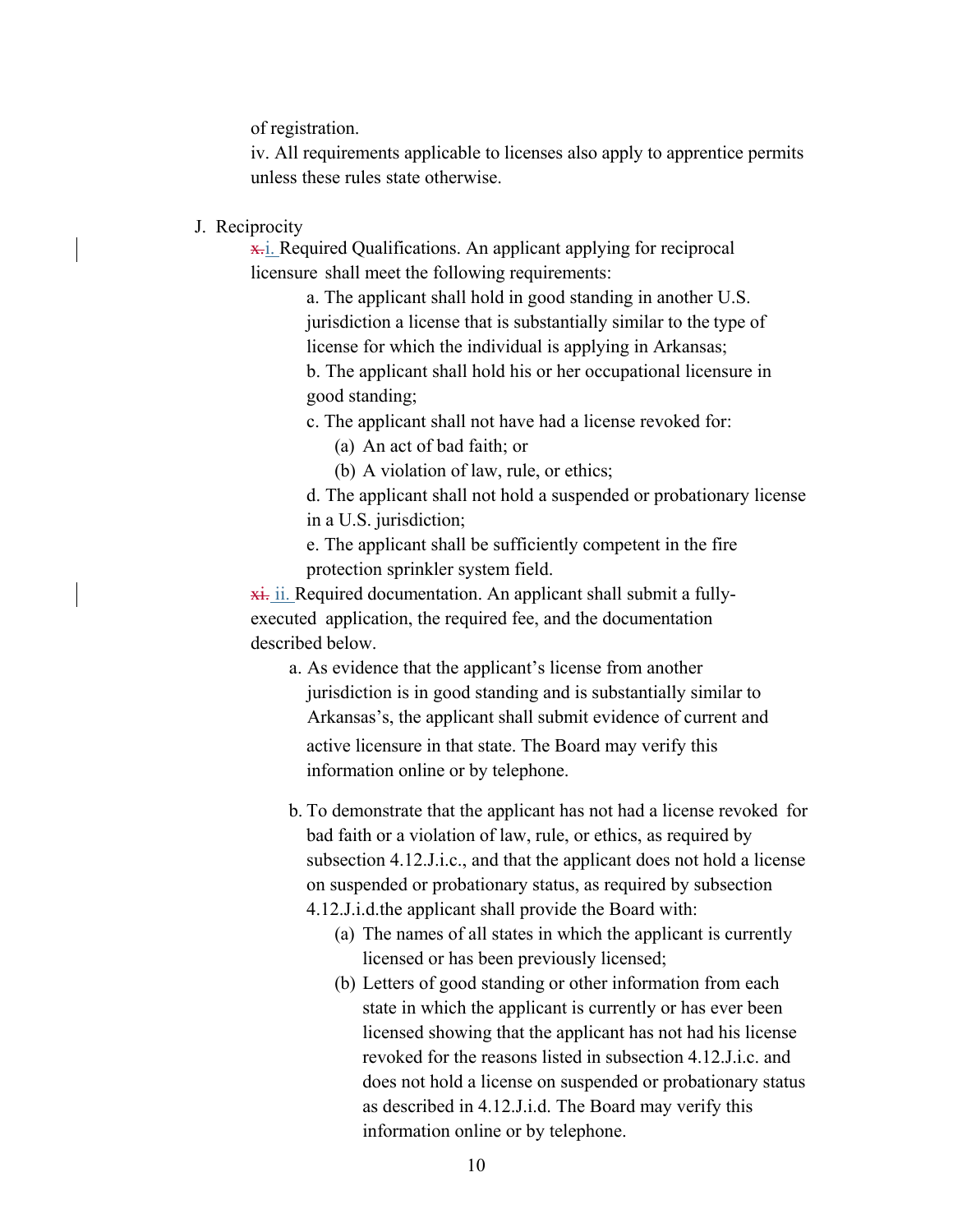of registration.

iv. All requirements applicable to licenses also apply to apprentice permits unless these rules state otherwise.

J. Reciprocity

~~x.~~ i. Required Qualifications. An applicant applying for reciprocal licensure shall meet the following requirements:

a. The applicant shall hold in good standing in another U.S. jurisdiction a license that is substantially similar to the type of license for which the individual is applying in Arkansas;

b. The applicant shall hold his or her occupational licensure in good standing;

c. The applicant shall not have had a license revoked for:

(a) An act of bad faith; or

(b) A violation of law, rule, or ethics;

d. The applicant shall not hold a suspended or probationary license in a U.S. jurisdiction;

e. The applicant shall be sufficiently competent in the fire protection sprinkler system field.

~~xi.~~ ii. Required documentation. An applicant shall submit a fully-executed application, the required fee, and the documentation described below.

a. As evidence that the applicant's license from another jurisdiction is in good standing and is substantially similar to Arkansas's, the applicant shall submit evidence of current and active licensure in that state. The Board may verify this information online or by telephone.

b. To demonstrate that the applicant has not had a license revoked for bad faith or a violation of law, rule, or ethics, as required by subsection 4.12.J.i.c., and that the applicant does not hold a license on suspended or probationary status, as required by subsection 4.12.J.i.d.the applicant shall provide the Board with:

(a) The names of all states in which the applicant is currently licensed or has been previously licensed;

(b) Letters of good standing or other information from each state in which the applicant is currently or has ever been licensed showing that the applicant has not had his license revoked for the reasons listed in subsection 4.12.J.i.c. and does not hold a license on suspended or probationary status as described in 4.12.J.i.d. The Board may verify this information online or by telephone.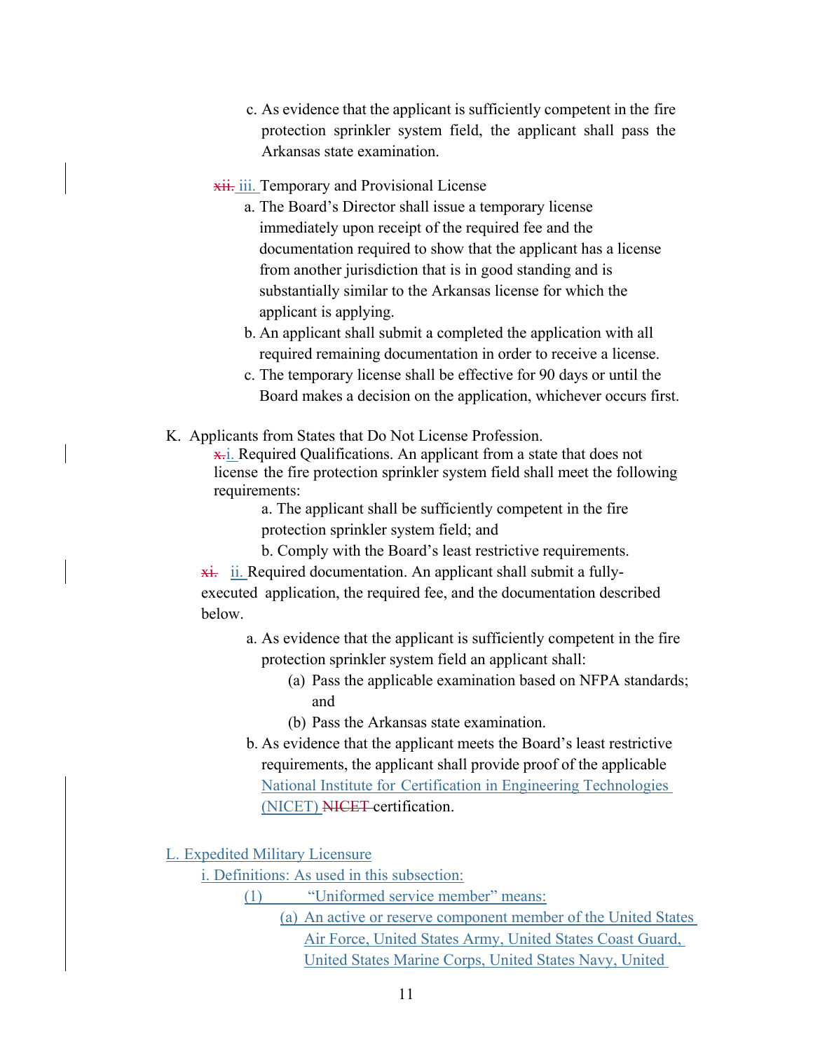c. As evidence that the applicant is sufficiently competent in the fire protection sprinkler system field, the applicant shall pass the Arkansas state examination.

~~xii.~~ iii. Temporary and Provisional License

a. The Board's Director shall issue a temporary license immediately upon receipt of the required fee and the documentation required to show that the applicant has a license from another jurisdiction that is in good standing and is substantially similar to the Arkansas license for which the applicant is applying.

b. An applicant shall submit a completed the application with all required remaining documentation in order to receive a license.

c. The temporary license shall be effective for 90 days or until the Board makes a decision on the application, whichever occurs first.

K. Applicants from States that Do Not License Profession.

~~x.~~ i. Required Qualifications. An applicant from a state that does not license the fire protection sprinkler system field shall meet the following requirements:

a. The applicant shall be sufficiently competent in the fire protection sprinkler system field; and

b. Comply with the Board's least restrictive requirements.

~~xi.~~ ii. Required documentation. An applicant shall submit a fully-executed application, the required fee, and the documentation described below.

a. As evidence that the applicant is sufficiently competent in the fire protection sprinkler system field an applicant shall:

(a) Pass the applicable examination based on NFPA standards; and

(b) Pass the Arkansas state examination.

b. As evidence that the applicant meets the Board's least restrictive requirements, the applicant shall provide proof of the applicable National Institute for Certification in Engineering Technologies (NICET) ~~NICET~~ certification.

L. Expedited Military Licensure

i. Definitions: As used in this subsection:

(1) "Uniformed service member" means:

(a) An active or reserve component member of the United States Air Force, United States Army, United States Coast Guard, United States Marine Corps, United States Navy, United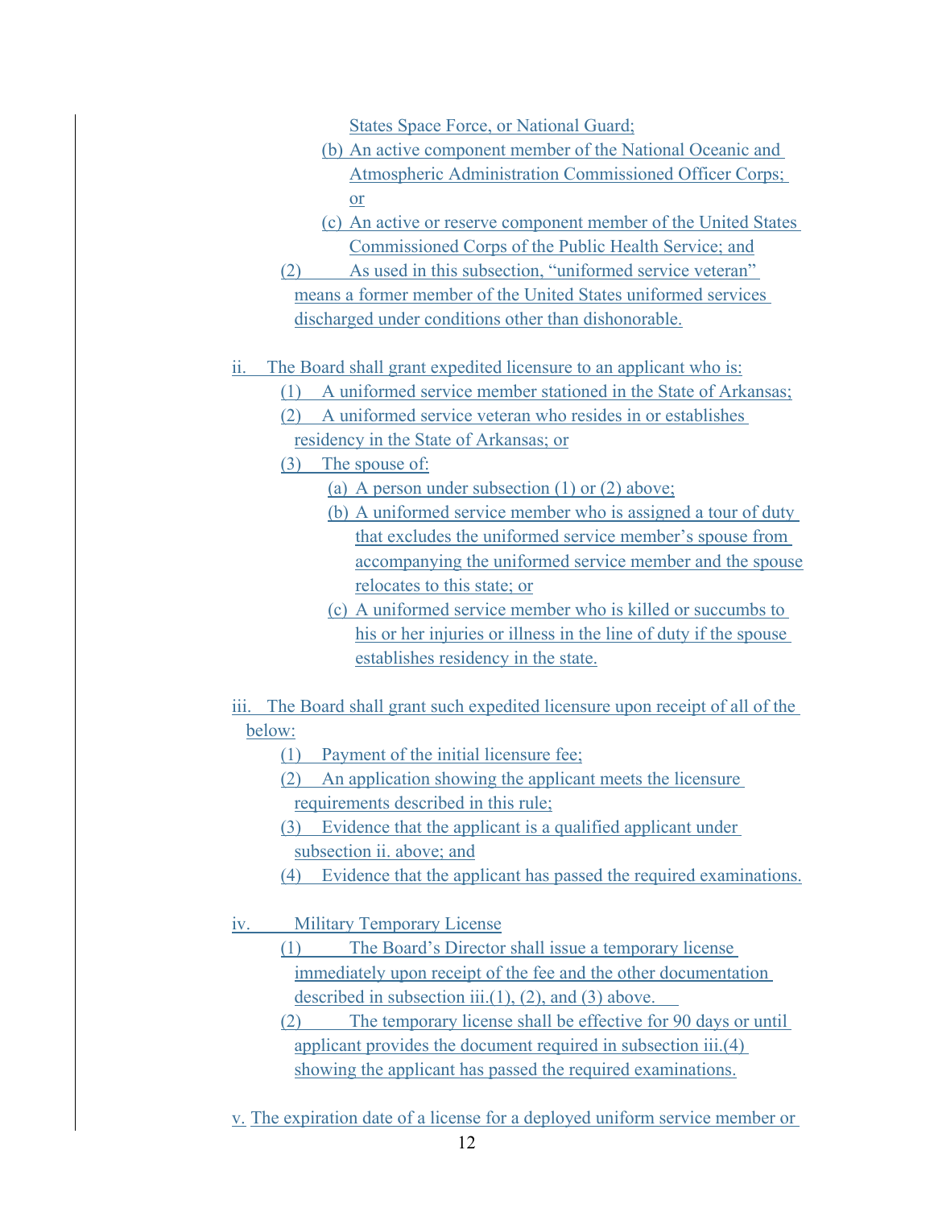States Space Force, or National Guard;

(b) An active component member of the National Oceanic and Atmospheric Administration Commissioned Officer Corps; or

(c) An active or reserve component member of the United States Commissioned Corps of the Public Health Service; and

(2) As used in this subsection, "uniformed service veteran" means a former member of the United States uniformed services discharged under conditions other than dishonorable.

ii. The Board shall grant expedited licensure to an applicant who is:

(1) A uniformed service member stationed in the State of Arkansas;

(2) A uniformed service veteran who resides in or establishes residency in the State of Arkansas; or

(3) The spouse of:

(a) A person under subsection (1) or (2) above;

(b) A uniformed service member who is assigned a tour of duty that excludes the uniformed service member's spouse from accompanying the uniformed service member and the spouse relocates to this state; or

(c) A uniformed service member who is killed or succumbs to his or her injuries or illness in the line of duty if the spouse establishes residency in the state.

iii. The Board shall grant such expedited licensure upon receipt of all of the below:

(1) Payment of the initial licensure fee;

(2) An application showing the applicant meets the licensure requirements described in this rule;

(3) Evidence that the applicant is a qualified applicant under subsection ii. above; and

(4) Evidence that the applicant has passed the required examinations.

iv. Military Temporary License

(1) The Board's Director shall issue a temporary license immediately upon receipt of the fee and the other documentation described in subsection iii.(1), (2), and (3) above.

(2) The temporary license shall be effective for 90 days or until applicant provides the document required in subsection iii.(4) showing the applicant has passed the required examinations.

v. The expiration date of a license for a deployed uniform service member or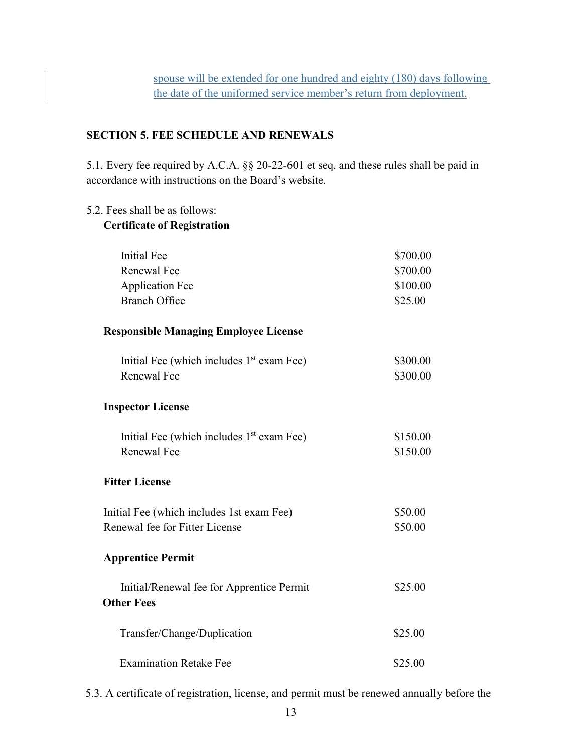spouse will be extended for one hundred and eighty (180) days following the date of the uniformed service member's return from deployment.

## SECTION 5. FEE SCHEDULE AND RENEWALS

5.1. Every fee required by A.C.A. §§ 20-22-601 et seq. and these rules shall be paid in accordance with instructions on the Board's website.

5.2. Fees shall be as follows:

**Certificate of Registration**

| | |
|---|---|
| Initial Fee | $700.00 |
| Renewal Fee | $700.00 |
| Application Fee | $100.00 |
| Branch Office | $25.00 |

**Responsible Managing Employee License**

| | |
|---|---|
| Initial Fee (which includes 1st exam Fee) | $300.00 |
| Renewal Fee | $300.00 |

**Inspector License**

| | |
|---|---|
| Initial Fee (which includes 1st exam Fee) | $150.00 |
| Renewal Fee | $150.00 |

**Fitter License**

| | |
|---|---|
| Initial Fee (which includes 1st exam Fee) | $50.00 |
| Renewal fee for Fitter License | $50.00 |

**Apprentice Permit**

| | |
|---|---|
| Initial/Renewal fee for Apprentice Permit | $25.00 |

**Other Fees**

| | |
|---|---|
| Transfer/Change/Duplication | $25.00 |
| Examination Retake Fee | $25.00 |

5.3. A certificate of registration, license, and permit must be renewed annually before the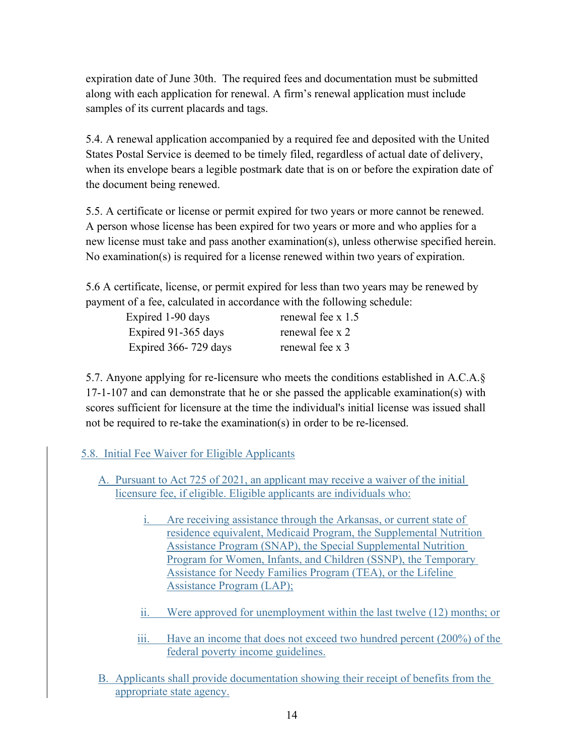expiration date of June 30th. The required fees and documentation must be submitted along with each application for renewal. A firm's renewal application must include samples of its current placards and tags.

5.4. A renewal application accompanied by a required fee and deposited with the United States Postal Service is deemed to be timely filed, regardless of actual date of delivery, when its envelope bears a legible postmark date that is on or before the expiration date of the document being renewed.

5.5. A certificate or license or permit expired for two years or more cannot be renewed. A person whose license has been expired for two years or more and who applies for a new license must take and pass another examination(s), unless otherwise specified herein. No examination(s) is required for a license renewed within two years of expiration.

5.6 A certificate, license, or permit expired for less than two years may be renewed by payment of a fee, calculated in accordance with the following schedule:

| | |
|---|---|
| Expired 1-90 days | renewal fee x 1.5 |
| Expired 91-365 days | renewal fee x 2 |
| Expired 366- 729 days | renewal fee x 3 |

5.7. Anyone applying for re-licensure who meets the conditions established in A.C.A.§ 17-1-107 and can demonstrate that he or she passed the applicable examination(s) with scores sufficient for licensure at the time the individual's initial license was issued shall not be required to re-take the examination(s) in order to be re-licensed.

5.8. Initial Fee Waiver for Eligible Applicants

A. Pursuant to Act 725 of 2021, an applicant may receive a waiver of the initial licensure fee, if eligible. Eligible applicants are individuals who:

i. Are receiving assistance through the Arkansas, or current state of residence equivalent, Medicaid Program, the Supplemental Nutrition Assistance Program (SNAP), the Special Supplemental Nutrition Program for Women, Infants, and Children (SSNP), the Temporary Assistance for Needy Families Program (TEA), or the Lifeline Assistance Program (LAP);

ii. Were approved for unemployment within the last twelve (12) months; or

iii. Have an income that does not exceed two hundred percent (200%) of the federal poverty income guidelines.

B. Applicants shall provide documentation showing their receipt of benefits from the appropriate state agency.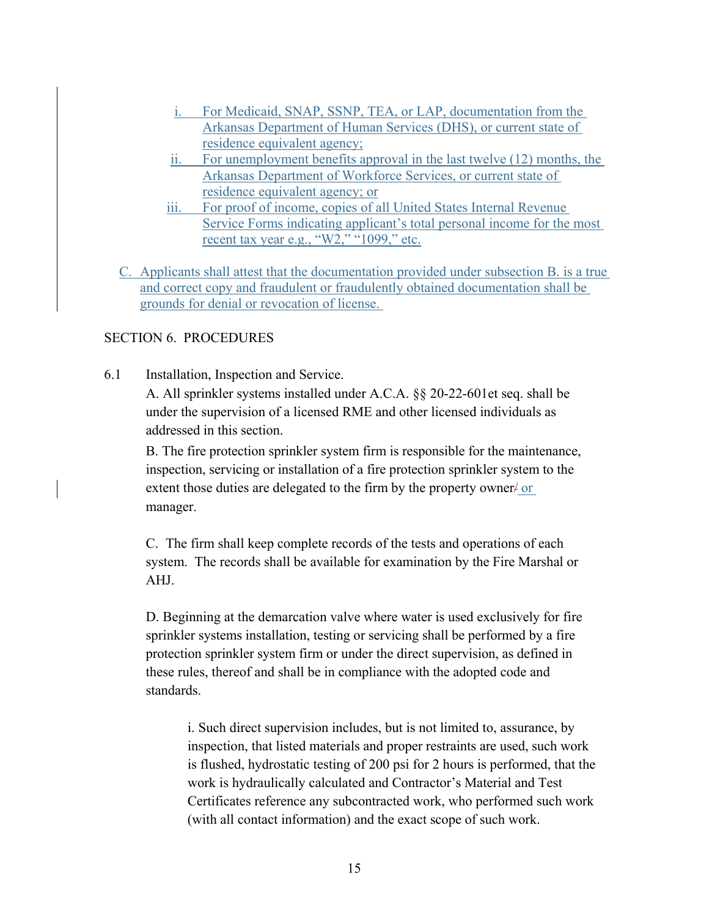i. For Medicaid, SNAP, SSNP, TEA, or LAP, documentation from the Arkansas Department of Human Services (DHS), or current state of residence equivalent agency;

ii. For unemployment benefits approval in the last twelve (12) months, the Arkansas Department of Workforce Services, or current state of residence equivalent agency; or

iii. For proof of income, copies of all United States Internal Revenue Service Forms indicating applicant's total personal income for the most recent tax year e.g., "W2," "1099," etc.

C. Applicants shall attest that the documentation provided under subsection B. is a true and correct copy and fraudulent or fraudulently obtained documentation shall be grounds for denial or revocation of license.

SECTION 6. PROCEDURES

6.1 Installation, Inspection and Service.

A. All sprinkler systems installed under A.C.A. §§ 20-22-601et seq. shall be under the supervision of a licensed RME and other licensed individuals as addressed in this section.

B. The fire protection sprinkler system firm is responsible for the maintenance, inspection, servicing or installation of a fire protection sprinkler system to the extent those duties are delegated to the firm by the property owner/ or manager.

C. The firm shall keep complete records of the tests and operations of each system. The records shall be available for examination by the Fire Marshal or AHJ.

D. Beginning at the demarcation valve where water is used exclusively for fire sprinkler systems installation, testing or servicing shall be performed by a fire protection sprinkler system firm or under the direct supervision, as defined in these rules, thereof and shall be in compliance with the adopted code and standards.

i. Such direct supervision includes, but is not limited to, assurance, by inspection, that listed materials and proper restraints are used, such work is flushed, hydrostatic testing of 200 psi for 2 hours is performed, that the work is hydraulically calculated and Contractor's Material and Test Certificates reference any subcontracted work, who performed such work (with all contact information) and the exact scope of such work.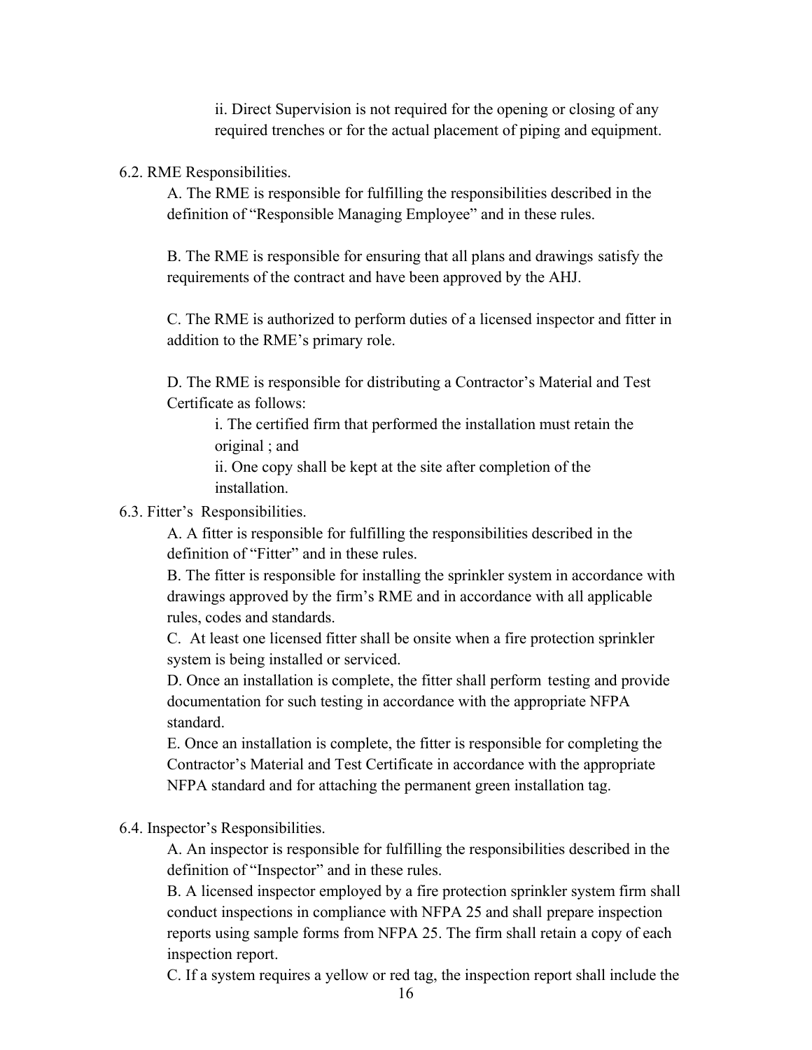ii. Direct Supervision is not required for the opening or closing of any required trenches or for the actual placement of piping and equipment.

6.2. RME Responsibilities.

A. The RME is responsible for fulfilling the responsibilities described in the definition of "Responsible Managing Employee" and in these rules.

B. The RME is responsible for ensuring that all plans and drawings satisfy the requirements of the contract and have been approved by the AHJ.

C. The RME is authorized to perform duties of a licensed inspector and fitter in addition to the RME's primary role.

D. The RME is responsible for distributing a Contractor's Material and Test Certificate as follows:

i. The certified firm that performed the installation must retain the original ; and

ii. One copy shall be kept at the site after completion of the installation.

6.3. Fitter's Responsibilities.

A. A fitter is responsible for fulfilling the responsibilities described in the definition of "Fitter" and in these rules.

B. The fitter is responsible for installing the sprinkler system in accordance with drawings approved by the firm's RME and in accordance with all applicable rules, codes and standards.

C. At least one licensed fitter shall be onsite when a fire protection sprinkler system is being installed or serviced.

D. Once an installation is complete, the fitter shall perform testing and provide documentation for such testing in accordance with the appropriate NFPA standard.

E. Once an installation is complete, the fitter is responsible for completing the Contractor's Material and Test Certificate in accordance with the appropriate NFPA standard and for attaching the permanent green installation tag.

6.4. Inspector's Responsibilities.

A. An inspector is responsible for fulfilling the responsibilities described in the definition of "Inspector" and in these rules.

B. A licensed inspector employed by a fire protection sprinkler system firm shall conduct inspections in compliance with NFPA 25 and shall prepare inspection reports using sample forms from NFPA 25. The firm shall retain a copy of each inspection report.

C. If a system requires a yellow or red tag, the inspection report shall include the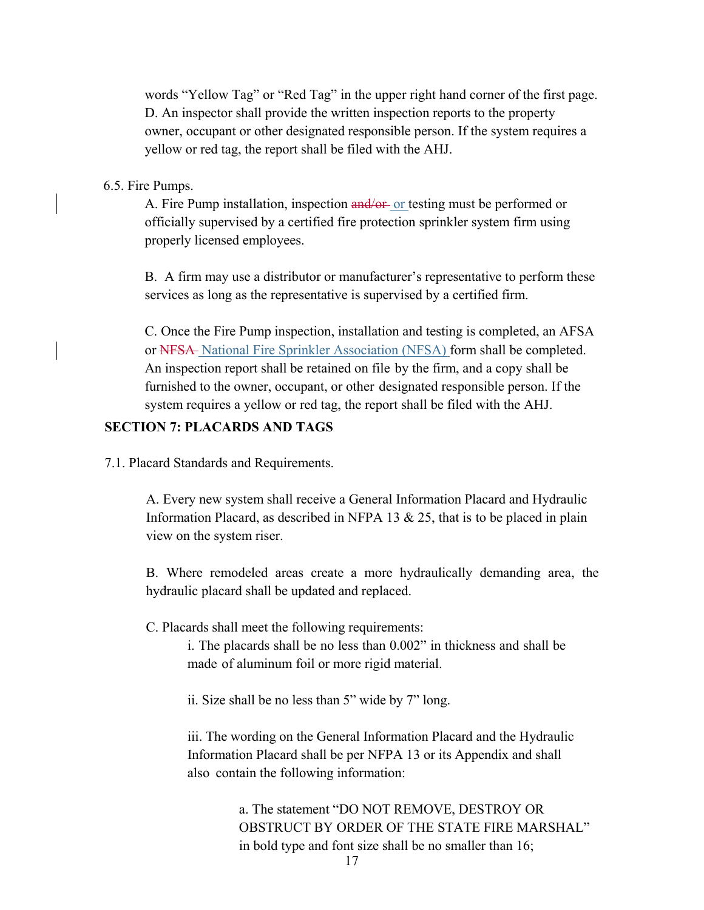words "Yellow Tag" or "Red Tag" in the upper right hand corner of the first page.

D. An inspector shall provide the written inspection reports to the property owner, occupant or other designated responsible person. If the system requires a yellow or red tag, the report shall be filed with the AHJ.

6.5. Fire Pumps.

A. Fire Pump installation, inspection ~~and/or~~ or testing must be performed or officially supervised by a certified fire protection sprinkler system firm using properly licensed employees.

B. A firm may use a distributor or manufacturer's representative to perform these services as long as the representative is supervised by a certified firm.

C. Once the Fire Pump inspection, installation and testing is completed, an AFSA or ~~NFSA~~ National Fire Sprinkler Association (NFSA) form shall be completed. An inspection report shall be retained on file by the firm, and a copy shall be furnished to the owner, occupant, or other designated responsible person. If the system requires a yellow or red tag, the report shall be filed with the AHJ.

## SECTION 7: PLACARDS AND TAGS

7.1. Placard Standards and Requirements.

A. Every new system shall receive a General Information Placard and Hydraulic Information Placard, as described in NFPA 13 & 25, that is to be placed in plain view on the system riser.

B. Where remodeled areas create a more hydraulically demanding area, the hydraulic placard shall be updated and replaced.

C. Placards shall meet the following requirements:

i. The placards shall be no less than 0.002" in thickness and shall be made of aluminum foil or more rigid material.

ii. Size shall be no less than 5" wide by 7" long.

iii. The wording on the General Information Placard and the Hydraulic Information Placard shall be per NFPA 13 or its Appendix and shall also contain the following information:

a. The statement "DO NOT REMOVE, DESTROY OR OBSTRUCT BY ORDER OF THE STATE FIRE MARSHAL" in bold type and font size shall be no smaller than 16;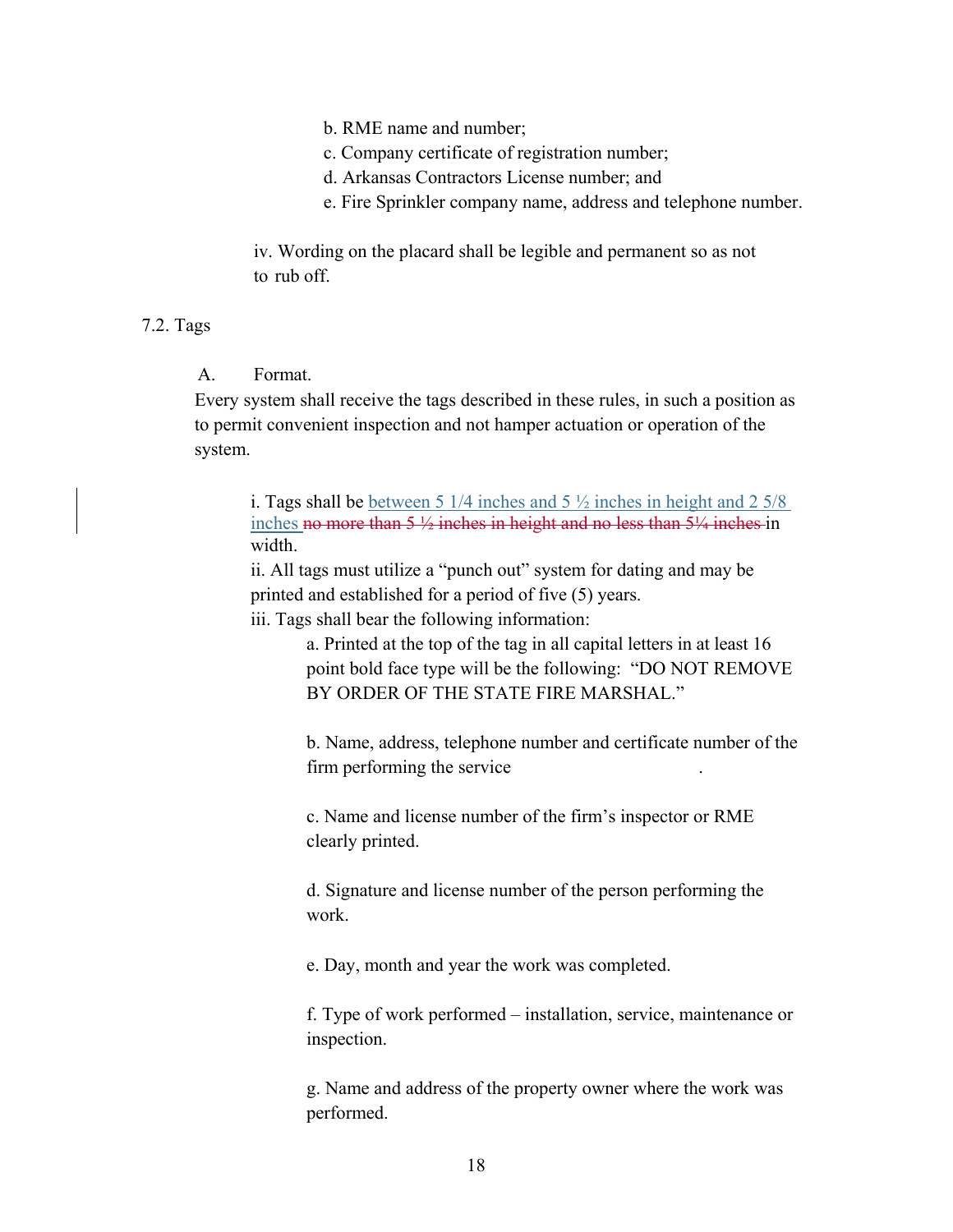b. RME name and number;

c. Company certificate of registration number;

d. Arkansas Contractors License number; and

e. Fire Sprinkler company name, address and telephone number.

iv. Wording on the placard shall be legible and permanent so as not to rub off.

7.2. Tags

A. Format.

Every system shall receive the tags described in these rules, in such a position as to permit convenient inspection and not hamper actuation or operation of the system.

i. Tags shall be <u>between 5 1/4 inches and 5 ½ inches in height and 2 5/8 inches</u> ~~no more than 5 ½ inches in height and no less than 5¼ inches~~ in width.

ii. All tags must utilize a "punch out" system for dating and may be printed and established for a period of five (5) years.

iii. Tags shall bear the following information:

a. Printed at the top of the tag in all capital letters in at least 16 point bold face type will be the following: "DO NOT REMOVE BY ORDER OF THE STATE FIRE MARSHAL."

b. Name, address, telephone number and certificate number of the firm performing the service .

c. Name and license number of the firm's inspector or RME clearly printed.

d. Signature and license number of the person performing the work.

e. Day, month and year the work was completed.

f. Type of work performed – installation, service, maintenance or inspection.

g. Name and address of the property owner where the work was performed.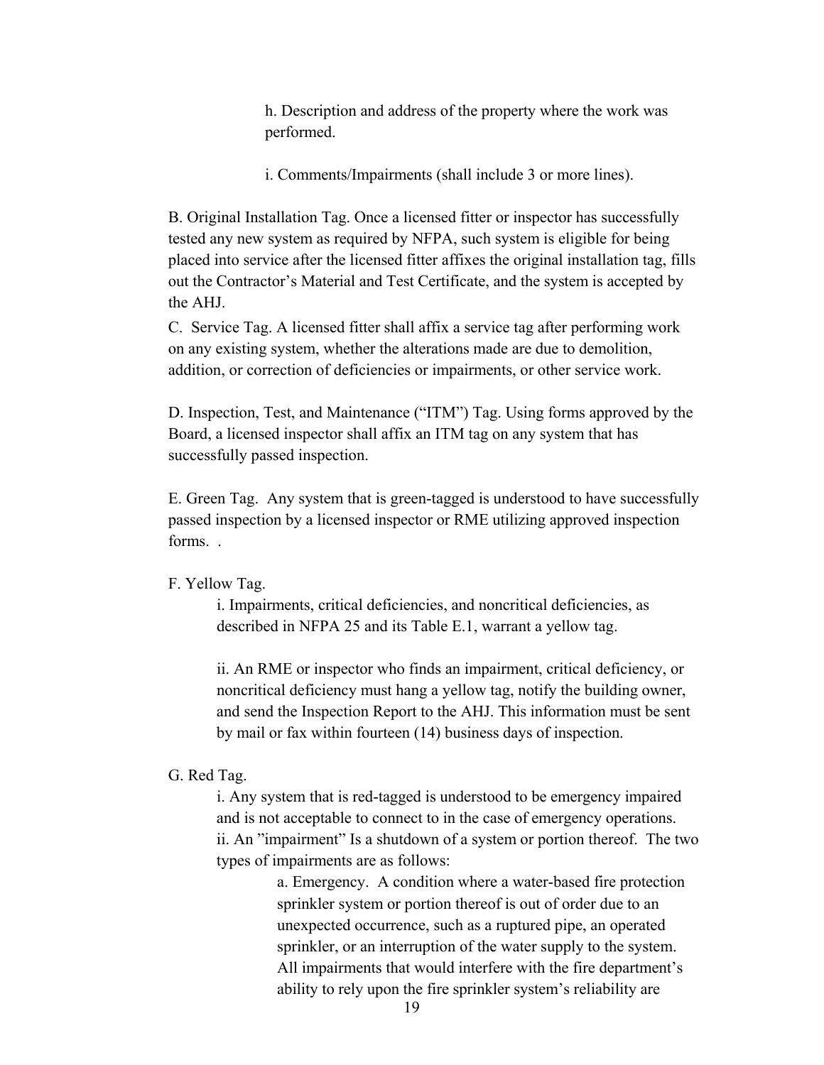h. Description and address of the property where the work was performed.

i. Comments/Impairments (shall include 3 or more lines).

B. Original Installation Tag. Once a licensed fitter or inspector has successfully tested any new system as required by NFPA, such system is eligible for being placed into service after the licensed fitter affixes the original installation tag, fills out the Contractor's Material and Test Certificate, and the system is accepted by the AHJ.

C. Service Tag. A licensed fitter shall affix a service tag after performing work on any existing system, whether the alterations made are due to demolition, addition, or correction of deficiencies or impairments, or other service work.

D. Inspection, Test, and Maintenance ("ITM") Tag. Using forms approved by the Board, a licensed inspector shall affix an ITM tag on any system that has successfully passed inspection.

E. Green Tag. Any system that is green-tagged is understood to have successfully passed inspection by a licensed inspector or RME utilizing approved inspection forms. .

F. Yellow Tag.

i. Impairments, critical deficiencies, and noncritical deficiencies, as described in NFPA 25 and its Table E.1, warrant a yellow tag.

ii. An RME or inspector who finds an impairment, critical deficiency, or noncritical deficiency must hang a yellow tag, notify the building owner, and send the Inspection Report to the AHJ. This information must be sent by mail or fax within fourteen (14) business days of inspection.

G. Red Tag.

i. Any system that is red-tagged is understood to be emergency impaired and is not acceptable to connect to in the case of emergency operations.

ii. An "impairment" Is a shutdown of a system or portion thereof. The two types of impairments are as follows:

a. Emergency. A condition where a water-based fire protection sprinkler system or portion thereof is out of order due to an unexpected occurrence, such as a ruptured pipe, an operated sprinkler, or an interruption of the water supply to the system. All impairments that would interfere with the fire department's ability to rely upon the fire sprinkler system's reliability are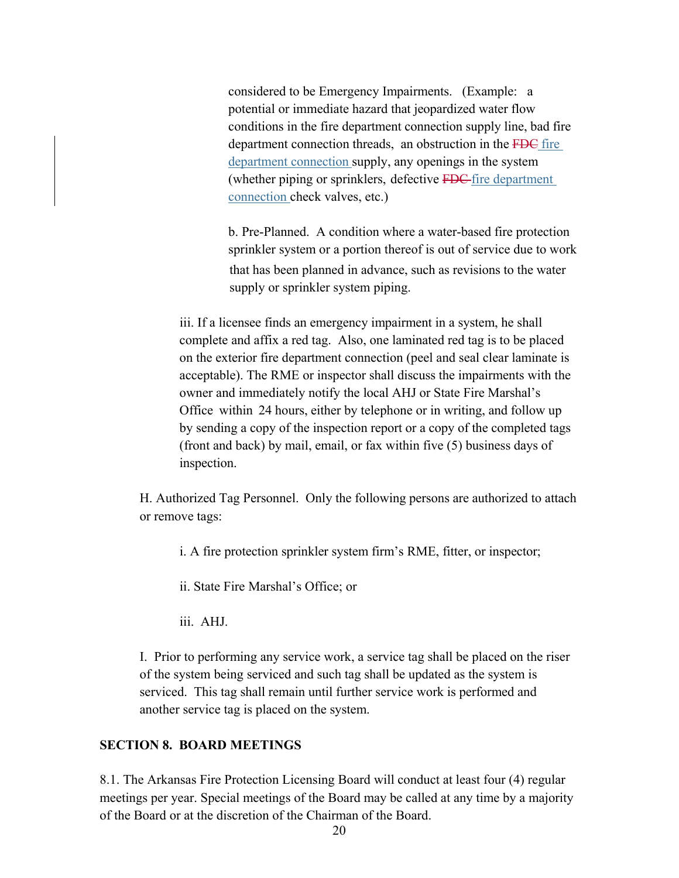considered to be Emergency Impairments. (Example: a potential or immediate hazard that jeopardized water flow conditions in the fire department connection supply line, bad fire department connection threads, an obstruction in the ~~FDC~~ fire department connection supply, any openings in the system (whether piping or sprinklers, defective ~~FDC~~ fire department connection check valves, etc.)

b. Pre-Planned. A condition where a water-based fire protection sprinkler system or a portion thereof is out of service due to work that has been planned in advance, such as revisions to the water supply or sprinkler system piping.

iii. If a licensee finds an emergency impairment in a system, he shall complete and affix a red tag. Also, one laminated red tag is to be placed on the exterior fire department connection (peel and seal clear laminate is acceptable). The RME or inspector shall discuss the impairments with the owner and immediately notify the local AHJ or State Fire Marshal's Office within 24 hours, either by telephone or in writing, and follow up by sending a copy of the inspection report or a copy of the completed tags (front and back) by mail, email, or fax within five (5) business days of inspection.

H. Authorized Tag Personnel. Only the following persons are authorized to attach or remove tags:

i. A fire protection sprinkler system firm's RME, fitter, or inspector;

ii. State Fire Marshal's Office; or

iii. AHJ.

I. Prior to performing any service work, a service tag shall be placed on the riser of the system being serviced and such tag shall be updated as the system is serviced. This tag shall remain until further service work is performed and another service tag is placed on the system.

## SECTION 8. BOARD MEETINGS

8.1. The Arkansas Fire Protection Licensing Board will conduct at least four (4) regular meetings per year. Special meetings of the Board may be called at any time by a majority of the Board or at the discretion of the Chairman of the Board.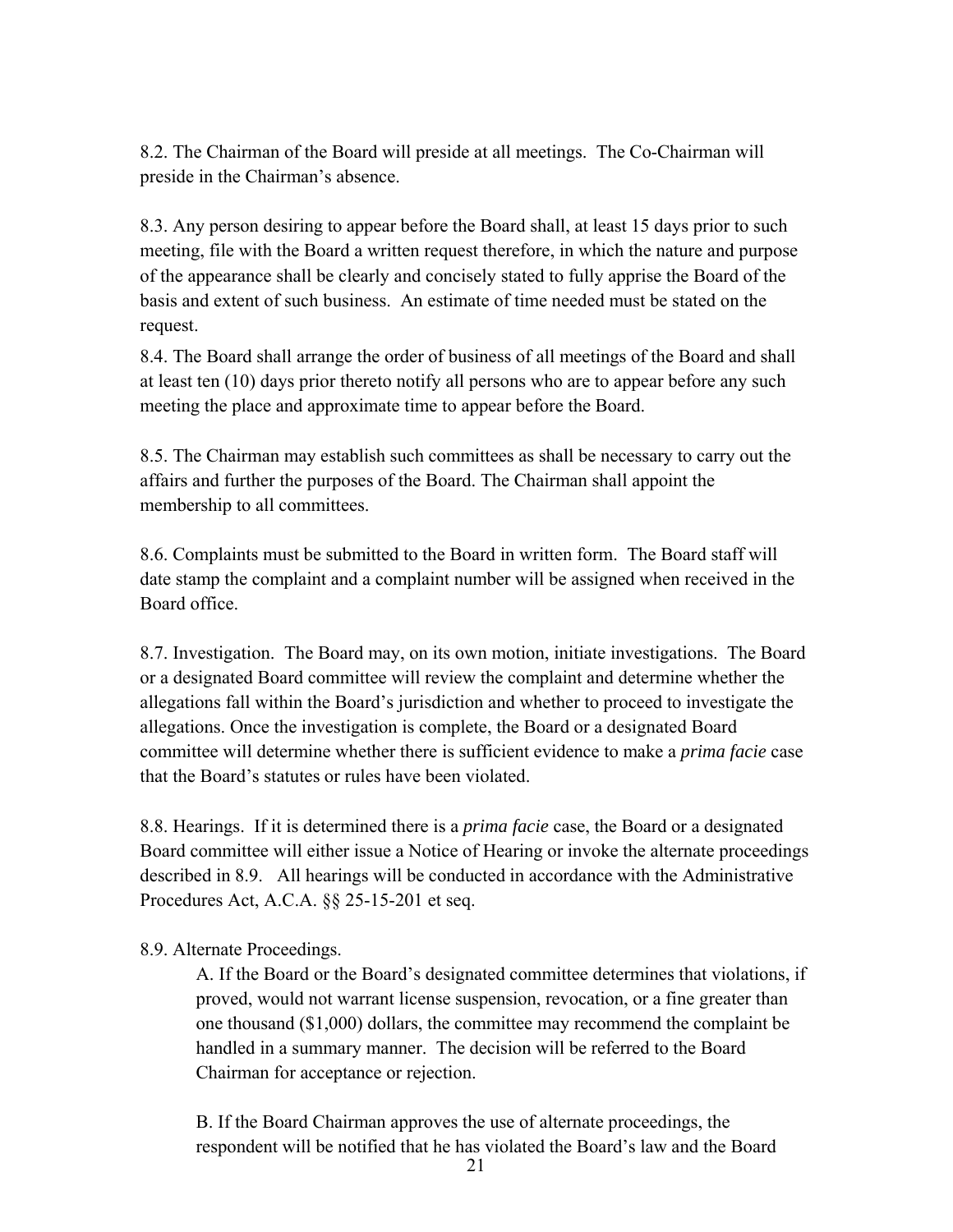8.2. The Chairman of the Board will preside at all meetings. The Co-Chairman will preside in the Chairman's absence.

8.3. Any person desiring to appear before the Board shall, at least 15 days prior to such meeting, file with the Board a written request therefore, in which the nature and purpose of the appearance shall be clearly and concisely stated to fully apprise the Board of the basis and extent of such business. An estimate of time needed must be stated on the request.

8.4. The Board shall arrange the order of business of all meetings of the Board and shall at least ten (10) days prior thereto notify all persons who are to appear before any such meeting the place and approximate time to appear before the Board.

8.5. The Chairman may establish such committees as shall be necessary to carry out the affairs and further the purposes of the Board. The Chairman shall appoint the membership to all committees.

8.6. Complaints must be submitted to the Board in written form. The Board staff will date stamp the complaint and a complaint number will be assigned when received in the Board office.

8.7. Investigation. The Board may, on its own motion, initiate investigations. The Board or a designated Board committee will review the complaint and determine whether the allegations fall within the Board's jurisdiction and whether to proceed to investigate the allegations. Once the investigation is complete, the Board or a designated Board committee will determine whether there is sufficient evidence to make a *prima facie* case that the Board's statutes or rules have been violated.

8.8. Hearings. If it is determined there is a *prima facie* case, the Board or a designated Board committee will either issue a Notice of Hearing or invoke the alternate proceedings described in 8.9. All hearings will be conducted in accordance with the Administrative Procedures Act, A.C.A. §§ 25-15-201 et seq.

8.9. Alternate Proceedings.

A. If the Board or the Board's designated committee determines that violations, if proved, would not warrant license suspension, revocation, or a fine greater than one thousand ($1,000) dollars, the committee may recommend the complaint be handled in a summary manner. The decision will be referred to the Board Chairman for acceptance or rejection.

B. If the Board Chairman approves the use of alternate proceedings, the respondent will be notified that he has violated the Board's law and the Board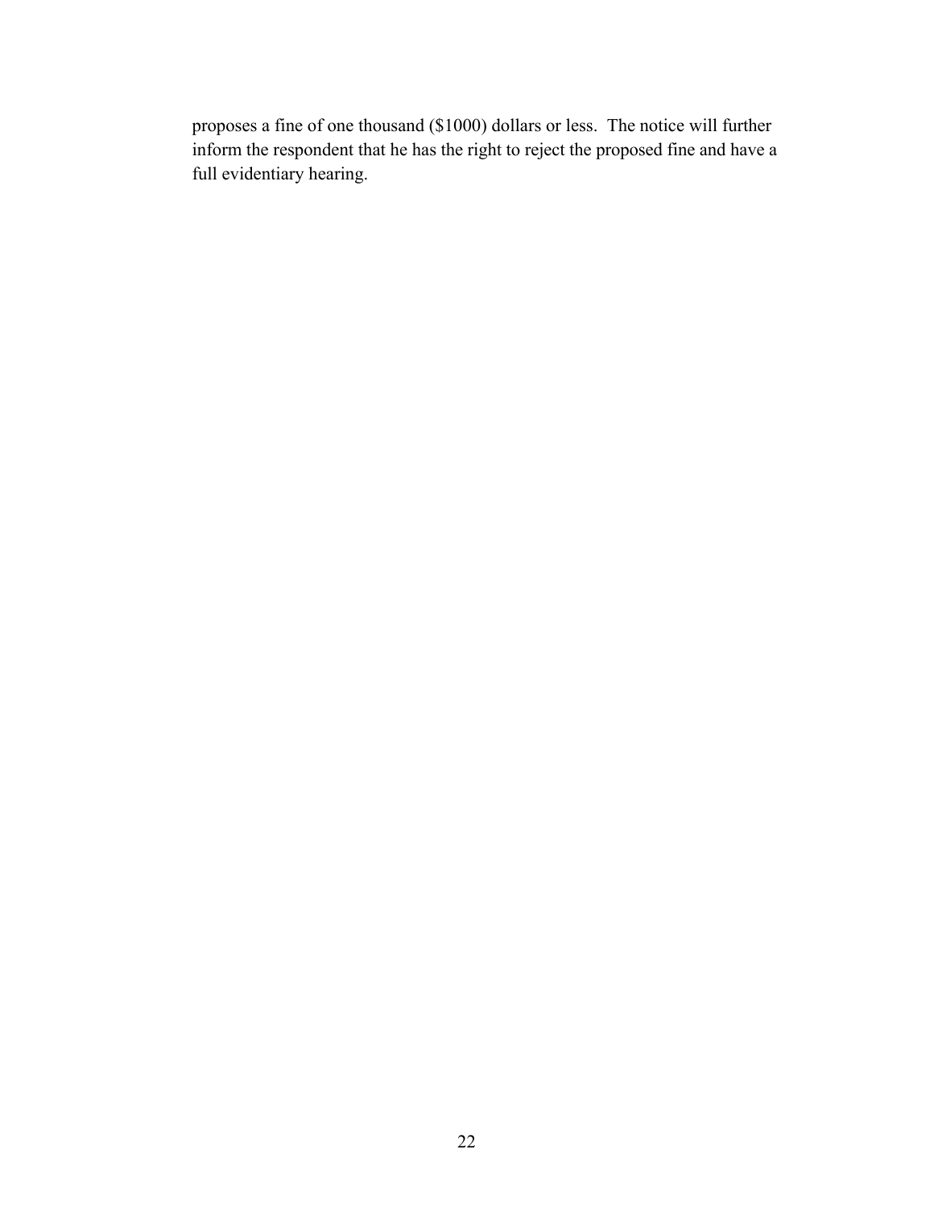proposes a fine of one thousand ($1000) dollars or less. The notice will further inform the respondent that he has the right to reject the proposed fine and have a full evidentiary hearing.